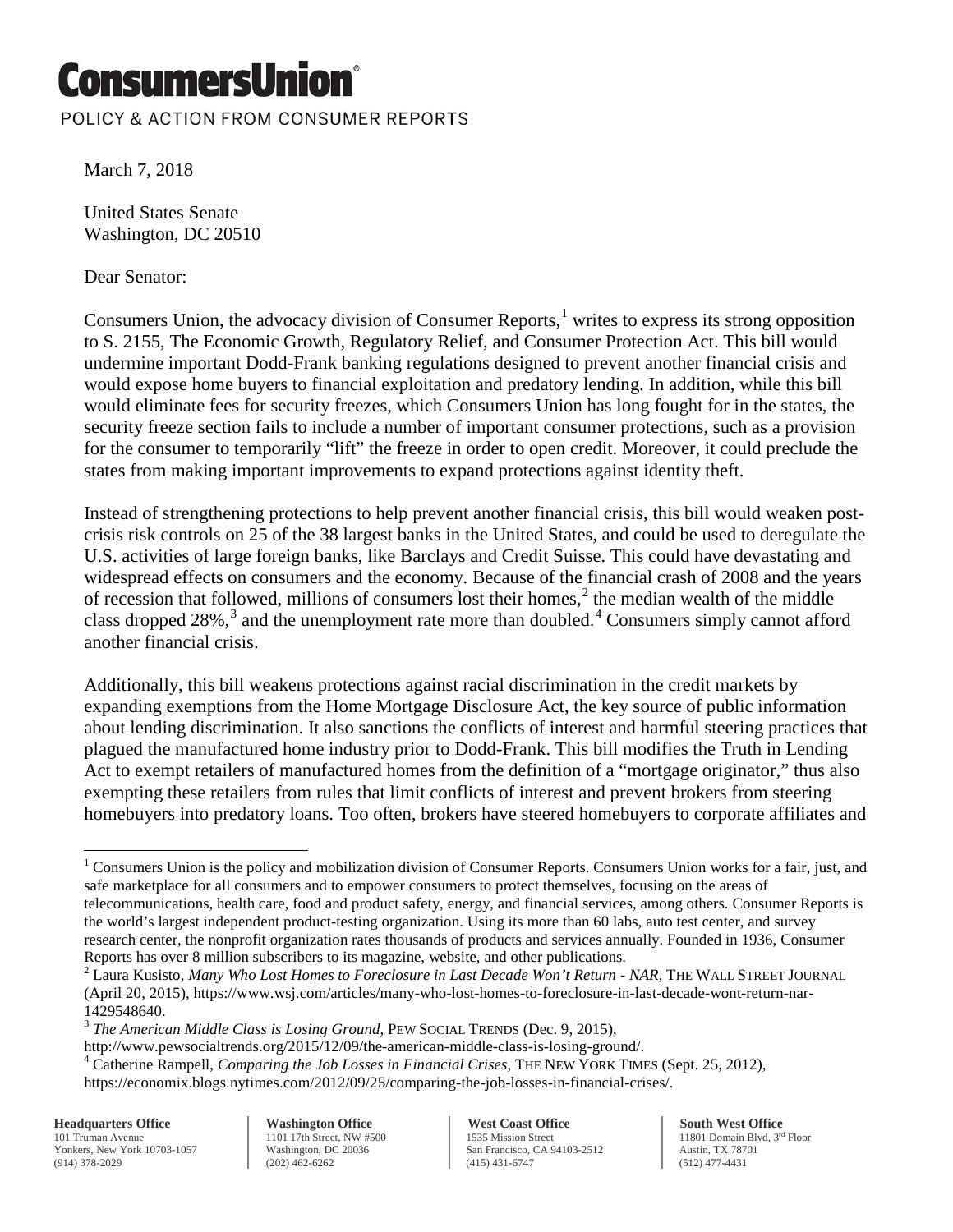# ConsumersUnion

POLICY & ACTION FROM CONSUMER REPORTS

March 7, 2018

United States Senate
Washington, DC 20510

Dear Senator:

Consumers Union, the advocacy division of Consumer Reports,[1] writes to express its strong opposition to S. 2155, The Economic Growth, Regulatory Relief, and Consumer Protection Act. This bill would undermine important Dodd-Frank banking regulations designed to prevent another financial crisis and would expose home buyers to financial exploitation and predatory lending. In addition, while this bill would eliminate fees for security freezes, which Consumers Union has long fought for in the states, the security freeze section fails to include a number of important consumer protections, such as a provision for the consumer to temporarily "lift" the freeze in order to open credit. Moreover, it could preclude the states from making important improvements to expand protections against identity theft.

Instead of strengthening protections to help prevent another financial crisis, this bill would weaken post-crisis risk controls on 25 of the 38 largest banks in the United States, and could be used to deregulate the U.S. activities of large foreign banks, like Barclays and Credit Suisse. This could have devastating and widespread effects on consumers and the economy. Because of the financial crash of 2008 and the years of recession that followed, millions of consumers lost their homes,[2] the median wealth of the middle class dropped 28%,[3] and the unemployment rate more than doubled.[4] Consumers simply cannot afford another financial crisis.

Additionally, this bill weakens protections against racial discrimination in the credit markets by expanding exemptions from the Home Mortgage Disclosure Act, the key source of public information about lending discrimination. It also sanctions the conflicts of interest and harmful steering practices that plagued the manufactured home industry prior to Dodd-Frank. This bill modifies the Truth in Lending Act to exempt retailers of manufactured homes from the definition of a "mortgage originator," thus also exempting these retailers from rules that limit conflicts of interest and prevent brokers from steering homebuyers into predatory loans. Too often, brokers have steered homebuyers to corporate affiliates and

---

[1] Consumers Union is the policy and mobilization division of Consumer Reports. Consumers Union works for a fair, just, and safe marketplace for all consumers and to empower consumers to protect themselves, focusing on the areas of telecommunications, health care, food and product safety, energy, and financial services, among others. Consumer Reports is the world's largest independent product-testing organization. Using its more than 60 labs, auto test center, and survey research center, the nonprofit organization rates thousands of products and services annually. Founded in 1936, Consumer Reports has over 8 million subscribers to its magazine, website, and other publications.

[2] Laura Kusisto, *Many Who Lost Homes to Foreclosure in Last Decade Won't Return - NAR*, THE WALL STREET JOURNAL (April 20, 2015), https://www.wsj.com/articles/many-who-lost-homes-to-foreclosure-in-last-decade-wont-return-nar-1429548640.

[3] *The American Middle Class is Losing Ground*, PEW SOCIAL TRENDS (Dec. 9, 2015), http://www.pewsocialtrends.org/2015/12/09/the-american-middle-class-is-losing-ground/.

[4] Catherine Rampell, *Comparing the Job Losses in Financial Crises*, THE NEW YORK TIMES (Sept. 25, 2012), https://economix.blogs.nytimes.com/2012/09/25/comparing-the-job-losses-in-financial-crises/.

**Headquarters Office**
101 Truman Avenue
Yonkers, New York 10703-1057
(914) 378-2029

**Washington Office**
1101 17th Street, NW #500
Washington, DC 20036
(202) 462-6262

**West Coast Office**
1535 Mission Street
San Francisco, CA 94103-2512
(415) 431-6747

**South West Office**
11801 Domain Blvd, 3rd Floor
Austin, TX 78701
(512) 477-4431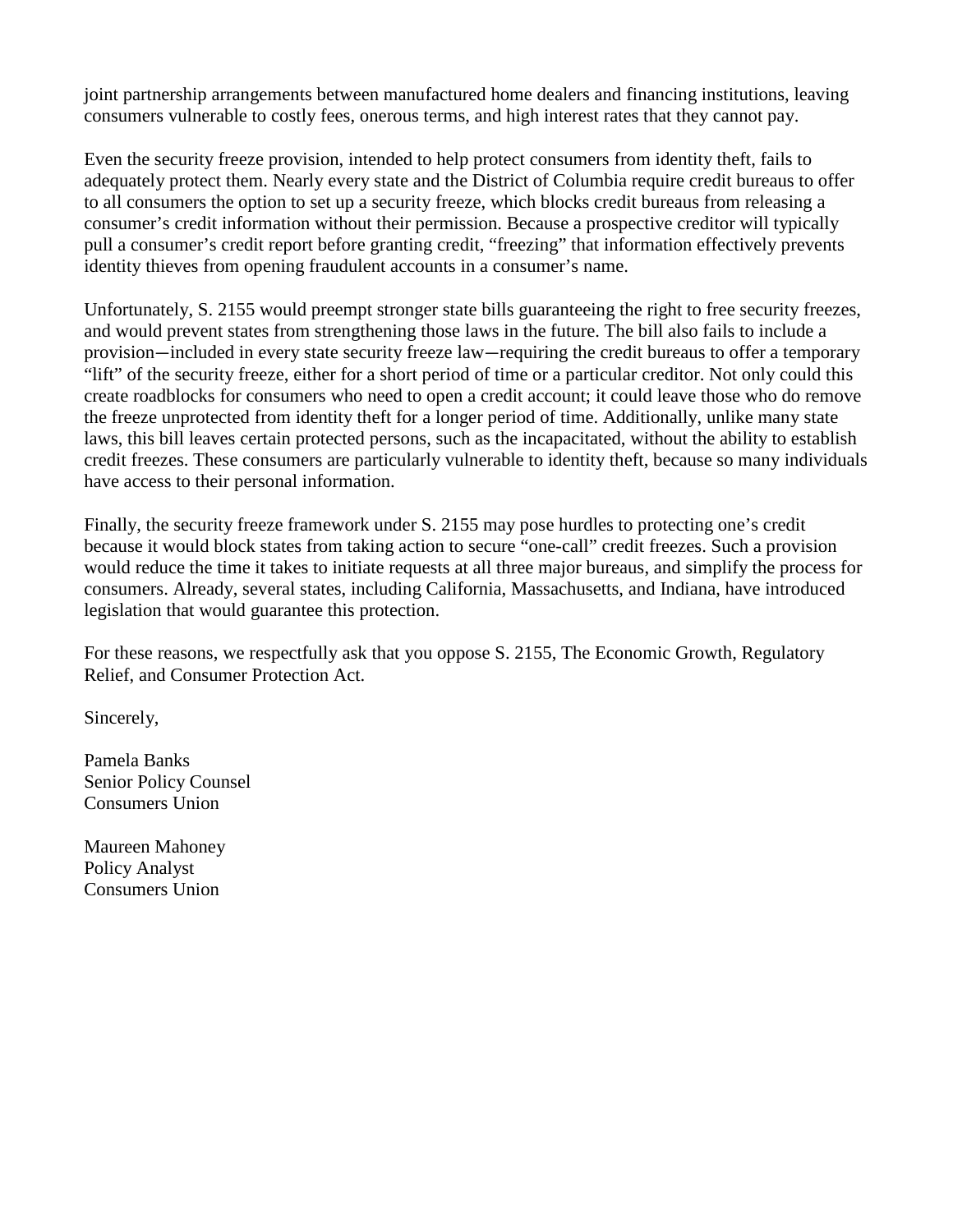joint partnership arrangements between manufactured home dealers and financing institutions, leaving consumers vulnerable to costly fees, onerous terms, and high interest rates that they cannot pay.

Even the security freeze provision, intended to help protect consumers from identity theft, fails to adequately protect them. Nearly every state and the District of Columbia require credit bureaus to offer to all consumers the option to set up a security freeze, which blocks credit bureaus from releasing a consumer's credit information without their permission. Because a prospective creditor will typically pull a consumer's credit report before granting credit, "freezing" that information effectively prevents identity thieves from opening fraudulent accounts in a consumer's name.

Unfortunately, S. 2155 would preempt stronger state bills guaranteeing the right to free security freezes, and would prevent states from strengthening those laws in the future. The bill also fails to include a provision—included in every state security freeze law—requiring the credit bureaus to offer a temporary "lift" of the security freeze, either for a short period of time or a particular creditor. Not only could this create roadblocks for consumers who need to open a credit account; it could leave those who do remove the freeze unprotected from identity theft for a longer period of time. Additionally, unlike many state laws, this bill leaves certain protected persons, such as the incapacitated, without the ability to establish credit freezes. These consumers are particularly vulnerable to identity theft, because so many individuals have access to their personal information.

Finally, the security freeze framework under S. 2155 may pose hurdles to protecting one's credit because it would block states from taking action to secure "one-call" credit freezes. Such a provision would reduce the time it takes to initiate requests at all three major bureaus, and simplify the process for consumers. Already, several states, including California, Massachusetts, and Indiana, have introduced legislation that would guarantee this protection.

For these reasons, we respectfully ask that you oppose S. 2155, The Economic Growth, Regulatory Relief, and Consumer Protection Act.

Sincerely,

Pamela Banks
Senior Policy Counsel
Consumers Union

Maureen Mahoney
Policy Analyst
Consumers Union